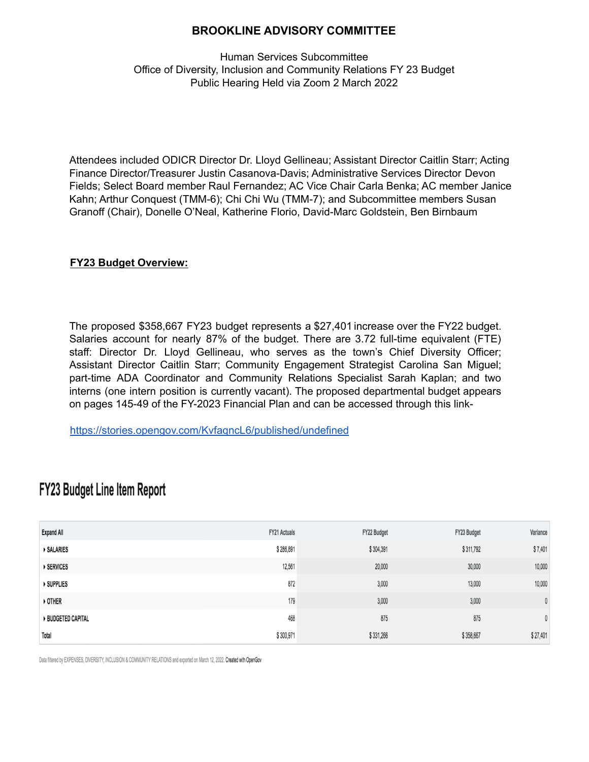# BROOKLINE ADVISORY COMMITTEE

Human Services Subcommittee
Office of Diversity, Inclusion and Community Relations FY 23 Budget
Public Hearing Held via Zoom 2 March 2022

Attendees included ODICR Director Dr. Lloyd Gellineau; Assistant Director Caitlin Starr; Acting Finance Director/Treasurer Justin Casanova-Davis; Administrative Services Director Devon Fields; Select Board member Raul Fernandez; AC Vice Chair Carla Benka; AC member Janice Kahn; Arthur Conquest (TMM-6); Chi Chi Wu (TMM-7); and Subcommittee members Susan Granoff (Chair), Donelle O'Neal, Katherine Florio, David-Marc Goldstein, Ben Birnbaum

**FY23 Budget Overview:**

The proposed $358,667 FY23 budget represents a $27,401 increase over the FY22 budget. Salaries account for nearly 87% of the budget. There are 3.72 full-time equivalent (FTE) staff: Director Dr. Lloyd Gellineau, who serves as the town's Chief Diversity Officer; Assistant Director Caitlin Starr; Community Engagement Strategist Carolina San Miguel; part-time ADA Coordinator and Community Relations Specialist Sarah Kaplan; and two interns (one intern position is currently vacant). The proposed departmental budget appears on pages 145-49 of the FY-2023 Financial Plan and can be accessed through this link-

https://stories.opengov.com/KvfaqncL6/published/undefined

## FY23 Budget Line Item Report

| Expand All | FY21 Actuals | FY22 Budget | FY23 Budget | Variance |
|---|---|---|---|---|
| ▸ SALARIES | $ 286,891 | $ 304,391 | $ 311,792 | $ 7,401 |
| ▸ SERVICES | 12,561 | 20,000 | 30,000 | 10,000 |
| ▸ SUPPLIES | 872 | 3,000 | 13,000 | 10,000 |
| ▸ OTHER | 179 | 3,000 | 3,000 | 0 |
| ▸ BUDGETED CAPITAL | 468 | 875 | 875 | 0 |
| Total | $ 300,971 | $ 331,266 | $ 358,667 | $ 27,401 |

Data filtered by EXPENSES, DIVERSITY, INCLUSION & COMMUNITY RELATIONS and exported on March 12, 2022. Created with OpenGov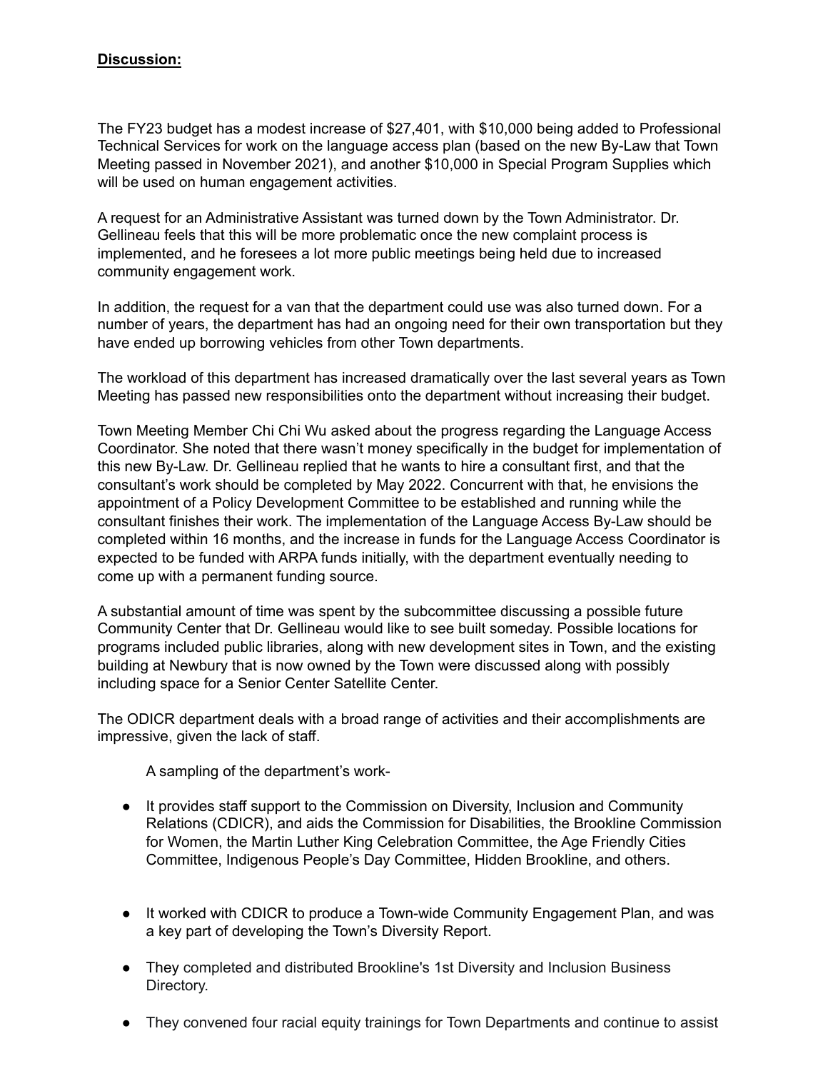**Discussion:**

The FY23 budget has a modest increase of $27,401, with $10,000 being added to Professional Technical Services for work on the language access plan (based on the new By-Law that Town Meeting passed in November 2021), and another $10,000 in Special Program Supplies which will be used on human engagement activities.

A request for an Administrative Assistant was turned down by the Town Administrator. Dr. Gellineau feels that this will be more problematic once the new complaint process is implemented, and he foresees a lot more public meetings being held due to increased community engagement work.

In addition, the request for a van that the department could use was also turned down. For a number of years, the department has had an ongoing need for their own transportation but they have ended up borrowing vehicles from other Town departments.

The workload of this department has increased dramatically over the last several years as Town Meeting has passed new responsibilities onto the department without increasing their budget.

Town Meeting Member Chi Chi Wu asked about the progress regarding the Language Access Coordinator. She noted that there wasn't money specifically in the budget for implementation of this new By-Law. Dr. Gellineau replied that he wants to hire a consultant first, and that the consultant's work should be completed by May 2022. Concurrent with that, he envisions the appointment of a Policy Development Committee to be established and running while the consultant finishes their work. The implementation of the Language Access By-Law should be completed within 16 months, and the increase in funds for the Language Access Coordinator is expected to be funded with ARPA funds initially, with the department eventually needing to come up with a permanent funding source.

A substantial amount of time was spent by the subcommittee discussing a possible future Community Center that Dr. Gellineau would like to see built someday. Possible locations for programs included public libraries, along with new development sites in Town, and the existing building at Newbury that is now owned by the Town were discussed along with possibly including space for a Senior Center Satellite Center.

The ODICR department deals with a broad range of activities and their accomplishments are impressive, given the lack of staff.

A sampling of the department's work-

- It provides staff support to the Commission on Diversity, Inclusion and Community Relations (CDICR), and aids the Commission for Disabilities, the Brookline Commission for Women, the Martin Luther King Celebration Committee, the Age Friendly Cities Committee, Indigenous People's Day Committee, Hidden Brookline, and others.

- It worked with CDICR to produce a Town-wide Community Engagement Plan, and was a key part of developing the Town's Diversity Report.

- They completed and distributed Brookline's 1st Diversity and Inclusion Business Directory.

- They convened four racial equity trainings for Town Departments and continue to assist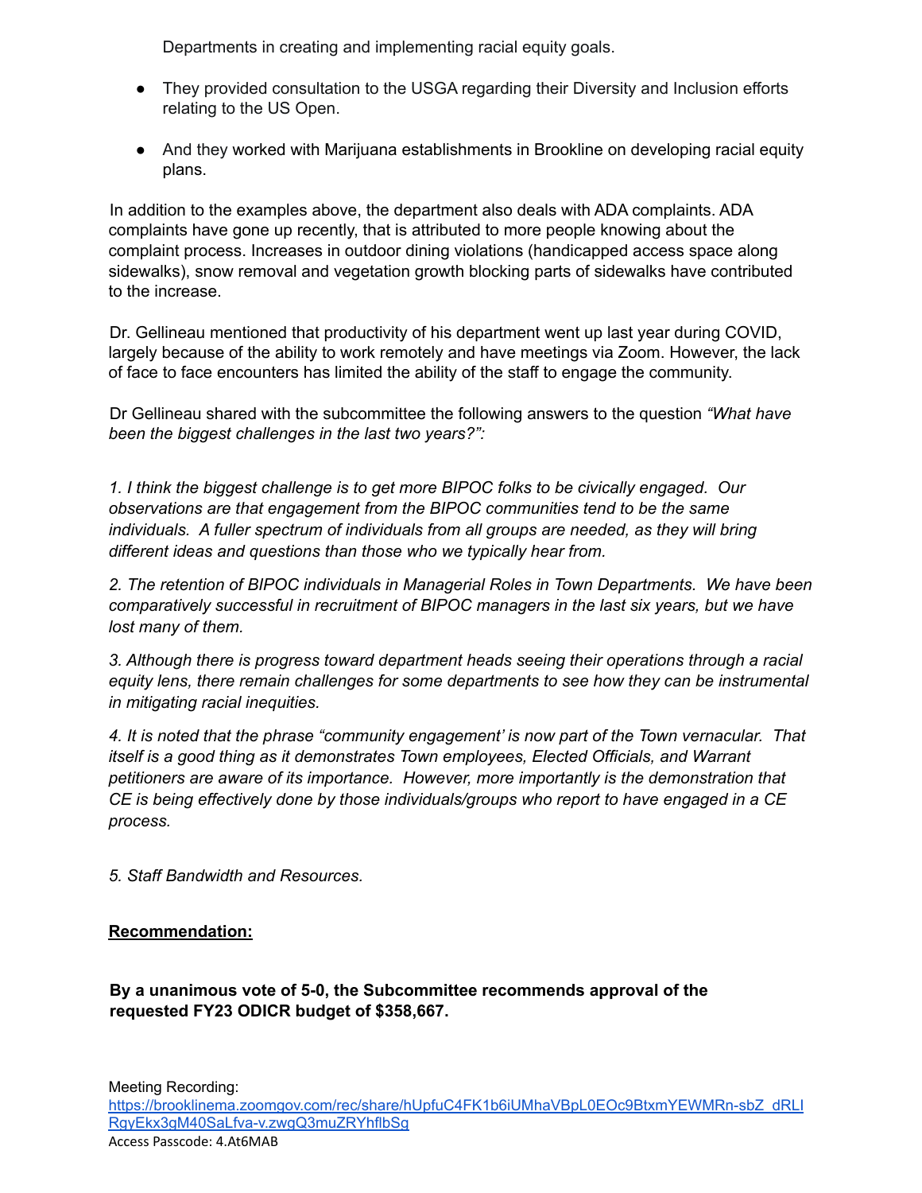Departments in creating and implementing racial equity goals.

- They provided consultation to the USGA regarding their Diversity and Inclusion efforts relating to the US Open.
- And they worked with Marijuana establishments in Brookline on developing racial equity plans.

In addition to the examples above, the department also deals with ADA complaints. ADA complaints have gone up recently, that is attributed to more people knowing about the complaint process. Increases in outdoor dining violations (handicapped access space along sidewalks), snow removal and vegetation growth blocking parts of sidewalks have contributed to the increase.

Dr. Gellineau mentioned that productivity of his department went up last year during COVID, largely because of the ability to work remotely and have meetings via Zoom. However, the lack of face to face encounters has limited the ability of the staff to engage the community.

Dr Gellineau shared with the subcommittee the following answers to the question *"What have been the biggest challenges in the last two years?":*

*1. I think the biggest challenge is to get more BIPOC folks to be civically engaged. Our observations are that engagement from the BIPOC communities tend to be the same individuals. A fuller spectrum of individuals from all groups are needed, as they will bring different ideas and questions than those who we typically hear from.*

*2. The retention of BIPOC individuals in Managerial Roles in Town Departments. We have been comparatively successful in recruitment of BIPOC managers in the last six years, but we have lost many of them.*

*3. Although there is progress toward department heads seeing their operations through a racial equity lens, there remain challenges for some departments to see how they can be instrumental in mitigating racial inequities.*

*4. It is noted that the phrase "community engagement' is now part of the Town vernacular. That itself is a good thing as it demonstrates Town employees, Elected Officials, and Warrant petitioners are aware of its importance. However, more importantly is the demonstration that CE is being effectively done by those individuals/groups who report to have engaged in a CE process.*

*5. Staff Bandwidth and Resources.*

**Recommendation:**

**By a unanimous vote of 5-0, the Subcommittee recommends approval of the requested FY23 ODICR budget of $358,667.**

Meeting Recording:
https://brooklinema.zoomgov.com/rec/share/hUpfuC4FK1b6iUMhaVBpL0EOc9BtxmYEWMRn-sbZ_dRLIRgyEkx3gM40SaLfva-v.zwgQ3muZRYhflbSg
Access Passcode: 4.At6MAB